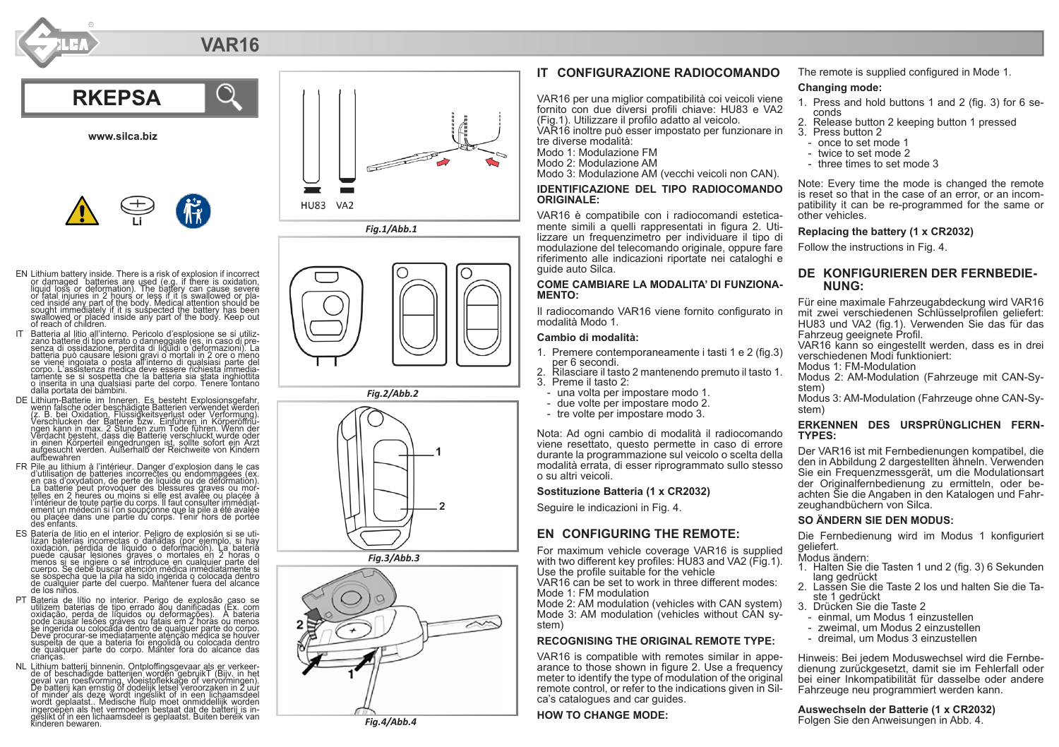# VAR16

## RKEPSA

www.silca.biz

Li

EN Lithium battery inside. There is a risk of explosion if incorrect or damaged batteries are used (e.g. if there is oxidation, liquid loss or deformation). The battery can cause severe or fatal injuries in 2 hours or less if it is swallowed or placed inside any part of the body. Medical attention should be sought immediately if it is suspected the battery has been swallowed or placed inside any part of the body. Keep out of reach of children.

IT Batteria al litio all'interno. Pericolo d'esplosione se si utilizzano batterie di tipo errato o danneggiate (es. in caso di presenza di ossidazione, perdita di liquidi o deformazioni). La batteria può causare lesioni gravi o mortali in 2 ore o meno se viene ingoiata o posta all'interno di qualsiasi parte del corpo. L'assistenza medica deve essere richiesta immediatamente se si sospetta che la batteria sia stata inghiottita o inserita in una qualsiasi parte del corpo. Tenere lontano dalla portata dei bambini.

DE Lithium-Batterie im Inneren. Es besteht Explosionsgefahr, wenn falsche oder beschädigte Batterien verwendet werden (z. B. bei Oxidation, Flüssigkeitsverlust oder Verformung). Verschlucken der Batterie bzw. Einführen in Körperöffnungen kann in max. 2 Stunden zum Tode führen. Wenn der Verdacht besteht, dass die Batterie verschluckt wurde oder in einen Körperteil eingedrungen ist, sollte sofort ein Arzt aufgesucht werden. Außerhalb der Reichweite von Kindern aufbewahren

FR Pile au lithium à l'intérieur. Danger d'explosion dans le cas d'utilisation de batteries incorrectes ou endommagées (ex. en cas d'oxydation, de perte de liquide ou de déformation). La batterie peut provoquer des blessures graves ou mortelles en 2 heures ou moins si elle est avalée ou placée à l'intérieur de toute partie du corps. Il faut consulter immédiatement un médecin si l'on soupçonne que la pile a été avalée ou placée dans une partie du corps. Tenir hors de portée des enfants.

ES Batería de litio en el interior. Peligro de explosión si se utilizan baterías incorrectas o dañadas (por ejemplo, si hay oxidación, pérdida de líquido o deformación). La batería puede causar lesiones graves o mortales en 2 horas o menos si se ingiere o se introduce en cualquier parte del cuerpo. Se debe buscar atención médica inmediatamente si se sospecha que la pila ha sido ingerida o colocada dentro de cualquier parte del cuerpo. Mantener fuera del alcance de los niños.

PT Bateria de lítio no interior. Perigo de explosão caso se utilizem baterias de tipo errado ou danificadas (Ex. com oxidação, perda de líquidos ou deformações). A bateria pode causar lesões graves ou fatais em 2 horas ou menos se ingerida ou colocada dentro de qualquer parte do corpo. Deve procurar-se imediatamente atenção médica se houver suspeita de que a bateria foi engolida ou colocada dentro de qualquer parte do corpo. Manter fora do alcance das crianças.

NL Lithium batterij binnenin. Ontploffingsgevaar als er verkeerde of beschadigde batterijen worden gebruikT (Bijv. in het geval van roestvorming, vloeistoflekkage of vervormingen). De batterij kan ernstig of dodelijk letsel veroorzaken in 2 uur of minder als deze wordt ingeslikt of in een lichaamsdeel wordt geplaatst.. Medische hulp moet onmiddellijk worden ingeroepen als het vermoeden bestaat dat de batterij is ingeslikt of in een lichaamsdeel is geplaatst. Buiten bereik van kinderen bewaren.

HU83 VA2

Fig.1/Abb.1

Fig.2/Abb.2

Fig.3/Abb.3

Fig.4/Abb.4

## IT CONFIGURAZIONE RADIOCOMANDO

VAR16 per una miglior compatibilità coi veicoli viene fornito con due diversi profili chiave: HU83 e VA2 (Fig.1). Utilizzare il profilo adatto al veicolo.
VAR16 inoltre può esser impostato per funzionare in tre diverse modalità:
Modo 1: Modulazione FM
Modo 2: Modulazione AM
Modo 3: Modulazione AM (vecchi veicoli non CAN).

### IDENTIFICAZIONE DEL TIPO RADIOCOMANDO ORIGINALE:

VAR16 è compatibile con i radiocomandi esteticamente simili a quelli rappresentati in figura 2. Utilizzare un frequenzimetro per individuare il tipo di modulazione del telecomando originale, oppure fare riferimento alle indicazioni riportate nei cataloghi e guide auto Silca.

### COME CAMBIARE LA MODALITA' DI FUNZIONAMENTO:

Il radiocomando VAR16 viene fornito configurato in modalità Modo 1.

**Cambio di modalità:**

1. Premere contemporaneamente i tasti 1 e 2 (fig.3) per 6 secondi.
2. Rilasciare il tasto 2 mantenendo premuto il tasto 1.
3. Preme il tasto 2:
   - una volta per impostare modo 1.
   - due volte per impostare modo 2.
   - tre volte per impostare modo 3.

Nota: Ad ogni cambio di modalità il radiocomando viene resettato, questo permette in caso di errore durante la programmazione sul veicolo o scelta della modalità errata, di esser riprogrammato sullo stesso o su altri veicoli.

**Sostituzione Batteria (1 x CR2032)**

Seguire le indicazioni in Fig. 4.

## EN CONFIGURING THE REMOTE:

For maximum vehicle coverage VAR16 is supplied with two different key profiles: HU83 and VA2 (Fig.1). Use the profile suitable for the vehicle
VAR16 can be set to work in three different modes:
Mode 1: FM modulation
Mode 2: AM modulation (vehicles with CAN system)
Mode 3: AM modulation (vehicles without CAN system)

### RECOGNISING THE ORIGINAL REMOTE TYPE:

VAR16 is compatible with remotes similar in appearance to those shown in figure 2. Use a frequency meter to identify the type of modulation of the original remote control, or refer to the indications given in Silca's catalogues and car guides.

### HOW TO CHANGE MODE:

The remote is supplied configured in Mode 1.

**Changing mode:**

1. Press and hold buttons 1 and 2 (fig. 3) for 6 seconds
2. Release button 2 keeping button 1 pressed
3. Press button 2
   - once to set mode 1
   - twice to set mode 2
   - three times to set mode 3

Note: Every time the mode is changed the remote is reset so that in the case of an error, or an incompatibility it can be re-programmed for the same or other vehicles.

**Replacing the battery (1 x CR2032)**

Follow the instructions in Fig. 4.

## DE KONFIGURIEREN DER FERNBEDIENUNG:

Für eine maximale Fahrzeugabdeckung wird VAR16 mit zwei verschiedenen Schlüsselprofilen geliefert: HU83 und VA2 (fig.1). Verwenden Sie das für das Fahrzeug geeignete Profil.
VAR16 kann so eingestellt werden, dass es in drei verschiedenen Modi funktioniert:
Modus 1: FM-Modulation
Modus 2: AM-Modulation (Fahrzeuge mit CAN-System)
Modus 3: AM-Modulation (Fahrzeuge ohne CAN-System)

### ERKENNEN DES URSPRÜNGLICHEN FERN-TYPES:

Der VAR16 ist mit Fernbedienungen kompatibel, die den in Abbildung 2 dargestellten ähneln. Verwenden Sie ein Frequenzmessgerät, um die Modulationsart der Originalfernbedienung zu ermitteln, oder beachten Sie die Angaben in den Katalogen und Fahrzeughandbüchern von Silca.

### SO ÄNDERN SIE DEN MODUS:

Die Fernbedienung wird im Modus 1 konfiguriert geliefert.
Modus ändern:

1. Halten Sie die Tasten 1 und 2 (fig. 3) 6 Sekunden lang gedrückt
2. Lassen Sie die Taste 2 los und halten Sie die Taste 1 gedrückt
3. Drücken Sie die Taste 2
   - einmal, um Modus 1 einzustellen
   - zweimal, um Modus 2 einzustellen
   - dreimal, um Modus 3 einzustellen

Hinweis: Bei jedem Moduswechsel wird die Fernbedienung zurückgesetzt, damit sie im Fehlerfall oder bei einer Inkompatibilität für dasselbe oder andere Fahrzeuge neu programmiert werden kann.

**Auswechseln der Batterie (1 x CR2032)**

Folgen Sie den Anweisungen in Abb. 4.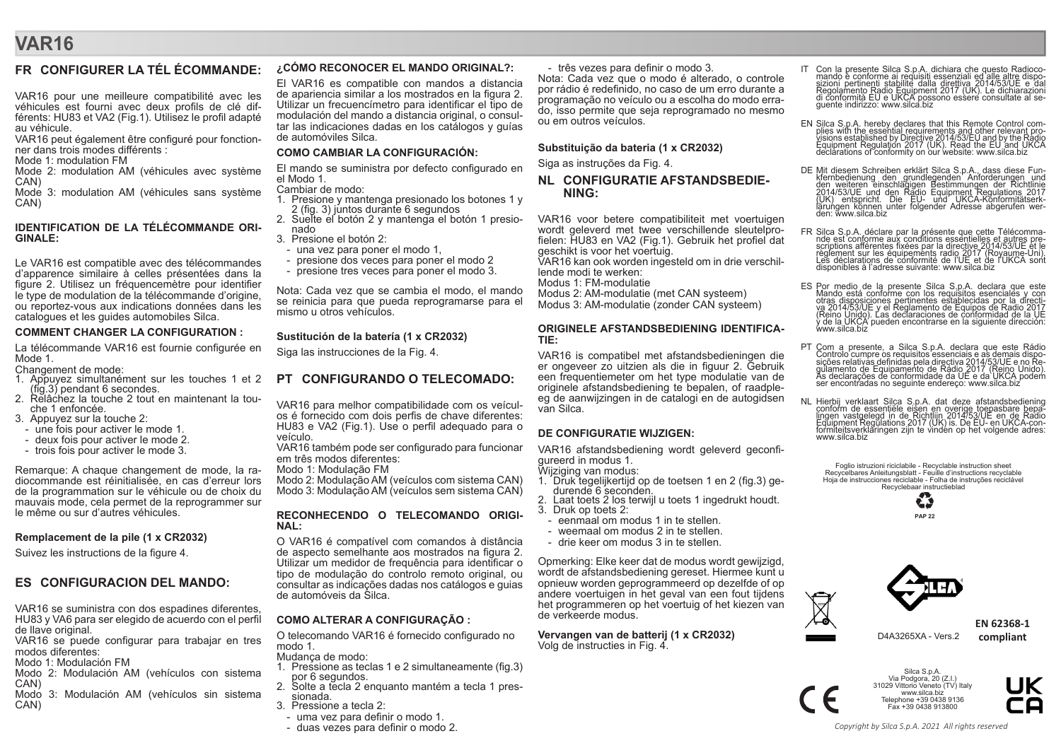# VAR16

## FR CONFIGURER LA TÉL ÉCOMMANDE:

VAR16 pour une meilleure compatibilité avec les véhicules est fourni avec deux profils de clé différents: HU83 et VA2 (Fig.1). Utilisez le profil adapté au véhicule.
VAR16 peut également être configuré pour fonctionner dans trois modes différents :
Mode 1: modulation FM
Mode 2: modulation AM (véhicules avec système CAN)
Mode 3: modulation AM (véhicules sans système CAN)

### IDENTIFICATION DE LA TÉLÉCOMMANDE ORIGINALE:

Le VAR16 est compatible avec des télécommandes d'apparence similaire à celles présentées dans la figure 2. Utilisez un fréquencemètre pour identifier le type de modulation de la télécommande d'origine, ou reportez-vous aux indications données dans les catalogues et les guides automobiles Silca.

### COMMENT CHANGER LA CONFIGURATION :

La télécommande VAR16 est fournie configurée en Mode 1.
Changement de mode:
1. Appuyez simultanément sur les touches 1 et 2 (fig.3) pendant 6 secondes.
2. Relâchez la touche 2 tout en maintenant la touche 1 enfoncée.
3. Appuyez sur la touche 2:
   - une fois pour activer le mode 1.
   - deux fois pour activer le mode 2.
   - trois fois pour activer le mode 3.

Remarque: A chaque changement de mode, la radiocommande est réinitialisée, en cas d'erreur lors de la programmation sur le véhicule ou de choix du mauvais mode, cela permet de la reprogrammer sur le même ou sur d'autres véhicules.

**Remplacement de la pile (1 x CR2032)**

Suivez les instructions de la figure 4.

## ES CONFIGURACION DEL MANDO:

VAR16 se suministra con dos espadines diferentes, HU83 y VA6 para ser elegido de acuerdo con el perfil de llave original.
VAR16 se puede configurar para trabajar en tres modos diferentes:
Modo 1: Modulación FM
Modo 2: Modulación AM (vehículos con sistema CAN)
Modo 3: Modulación AM (vehículos sin sistema CAN)

### ¿CÓMO RECONOCER EL MANDO ORIGINAL?:

El VAR16 es compatible con mandos a distancia de apariencia similar a los mostrados en la figura 2. Utilizar un frecuencímetro para identificar el tipo de modulación del mando a distancia original, o consultar las indicaciones dadas en los catálogos y guías de automóviles Silca.

### COMO CAMBIAR LA CONFIGURACIÓN:

El mando se suministra por defecto configurado en el Modo 1.
Cambiar de modo:
1. Presione y mantenga presionado los botones 1 y 2 (fig. 3) juntos durante 6 segundos
2. Suelte el botón 2 y mantenga el botón 1 presionado
3. Presione el botón 2:
   - una vez para poner el modo 1,
   - presione dos veces para poner el modo 2
   - presione tres veces para poner el modo 3.

Nota: Cada vez que se cambia el modo, el mando se reinicia para que pueda reprogramarse para el mismo u otros vehículos.

**Sustitución de la batería (1 x CR2032)**

Siga las instrucciones de la Fig. 4.

## PT CONFIGURANDO O TELECOMADO:

VAR16 para melhor compatibilidade com os veículos é fornecido com dois perfis de chave diferentes: HU83 e VA2 (Fig.1). Use o perfil adequado para o veículo.
VAR16 também pode ser configurado para funcionar em três modos diferentes:
Modo 1: Modulação FM
Modo 2: Modulação AM (veículos com sistema CAN)
Modo 3: Modulação AM (veículos sem sistema CAN)

### RECONHECENDO O TELECOMANDO ORIGINAL:

O VAR16 é compatível com comandos à distância de aspecto semelhante aos mostrados na figura 2. Utilizar um medidor de frequência para identificar o tipo de modulação do controlo remoto original, ou consultar as indicações dadas nos catálogos e guias de automóveis da Silca.

### COMO ALTERAR A CONFIGURAÇÃO :

O telecomando VAR16 é fornecido configurado no modo 1.
Mudança de modo:
1. Pressione as teclas 1 e 2 simultaneamente (fig.3) por 6 segundos.
2. Solte a tecla 2 enquanto mantém a tecla 1 pressionada.
3. Pressione a tecla 2:
   - uma vez para definir o modo 1.
   - duas vezes para definir o modo 2.
   - três vezes para definir o modo 3.

Nota: Cada vez que o modo é alterado, o controle por rádio é redefinido, no caso de um erro durante a programação no veículo ou a escolha do modo errado, isso permite que seja reprogramado no mesmo ou em outros veículos.

**Substituição da bateria (1 x CR2032)**

Siga as instruções da Fig. 4.

## NL CONFIGURATIE AFSTANDSBEDIENING:

VAR16 voor betere compatibiliteit met voertuigen wordt geleverd met twee verschillende sleutelprofielen: HU83 en VA2 (Fig.1). Gebruik het profiel dat geschikt is voor het voertuig.
VAR16 kan ook worden ingesteld om in drie verschillende modi te werken:
Modus 1: FM-modulatie
Modus 2: AM-modulatie (met CAN systeem)
Modus 3: AM-modulatie (zonder CAN systeem)

### ORIGINELE AFSTANDSBEDIENING IDENTIFICATIE:

VAR16 is compatibel met afstandsbedieningen die er ongeveer zo uitzien als die in figuur 2. Gebruik een frequentiemeter om het type modulatie van de originele afstandsbediening te bepalen, of raadpleeg de aanwijzingen in de catalogi en de autogidsen van Silca.

### DE CONFIGURATIE WIJZIGEN:

VAR16 afstandsbediening wordt geleverd geconfigureerd in modus 1.
Wijziging van modus:
1. Druk tegelijkertijd op de toetsen 1 en 2 (fig.3) gedurende 6 seconden.
2. Laat toets 2 los terwijl u toets 1 ingedrukt houdt.
3. Druk op toets 2:
   - eenmaal om modus 1 in te stellen.
   - weemaal om modus 2 in te stellen.
   - drie keer om modus 3 in te stellen.

Opmerking: Elke keer dat de modus wordt gewijzigd, wordt de afstandsbediening gereset. Hiermee kunt u opnieuw worden geprogrammeerd op dezelfde of op andere voertuigen in het geval van een fout tijdens het programmeren op het voertuig of het kiezen van de verkeerde modus.

**Vervangen van de batterij (1 x CR2032)**
Volg de instructies in Fig. 4.

IT Con la presente Silca S.p.A. dichiara che questo Radiocomando è conforme ai requisiti essenziali ed alle altre disposizioni pertinenti stabilite dalla direttiva 2014/53/UE e dal Regolamento Radio Equipment 2017 (UK). Le dichiarazioni di conformità EU e UKCA possono essere consultate al seguente indirizzo: www.silca.biz

EN Silca S.p.A. hereby declares that this Remote Control complies with the essential requirements and other relevant provisions established by Directive 2014/53/EU and by the Radio Equipment Regulation 2017 (UK). Read the EU and UKCA declarations of conformity on our website: www.silca.biz

DE Mit diesem Schreiben erklärt Silca S.p.A., dass diese Funkfernbedienung den grundlegenden Anforderungen und den weiteren einschlägigen Bestimmungen der Richtlinie 2014/53/UE und den Radio Equipment Regulations 2017 (UK) entspricht. Die EU- und UKCA-Konformitätserklärungen können unter folgender Adresse abgerufen werden: www.silca.biz

FR Silca S.p.A. déclare par la présente que cette Télécommande est conforme aux conditions essentielles et autres prescriptions afférentes fixées par la directive 2014/53/UE et le règlement sur les équipements radio 2017 (Royaume-Uni). Les déclarations de conformité de l'UE et de l'UKCA sont disponibles à l'adresse suivante: www.silca.biz

ES Por medio de la presente Silca S.p.A. declara que este Mando está conforme con los requisitos esenciales y con otras disposiciones pertinentes establecidas por la directiva 2014/53/UE y el Reglamento de Equipos de Radio 2017 (Reino Unido). Las declaraciones de conformidad de la UE y de la UKCA pueden encontrarse en la siguiente dirección: www.silca.biz

PT Com a presente, a Silca S.p.A. declara que este Rádio Controlo cumpre os requisitos essenciais e as demais disposições relativas definidas pela directiva 2014/53/UE e no Regulamento de Equipamento de Rádio 2017 (Reino Unido). As declarações de conformidade da UE e da UKCA podem ser encontradas no seguinte endereço: www.silca.biz

NL Hierbij verklaart Silca S.p.A. dat deze afstandsbediening conform de essentiële eisen en overige toepasbare bepalingen vastgelegd in de Richtlijn 2014/53/UE en de Radio Equipment Regulations 2017 (UK) is. De EU- en UKCA-conformiteitsverklaringen zijn te vinden op het volgende adres: www.silca.biz

Foglio istruzioni riciclabile - Recyclable instruction sheet
Recycelbares Anleitungsblatt - Feuille d'instructions recyclable
Hoja de instrucciones reciclable - Folha de instruções reciclável
Recyclebaar instructieblad

PAP 22

D4A3265XA - Vers.2

EN 62368-1 compliant

Silca S.p.A.
Via Podgora, 20 (Z.I.)
31029 Vittorio Veneto (TV) Italy
www.silca.biz
Telephone +39 0438 9136
Fax +39 0438 913800

*Copyright by Silca S.p.A. 2021 All rights reserved*